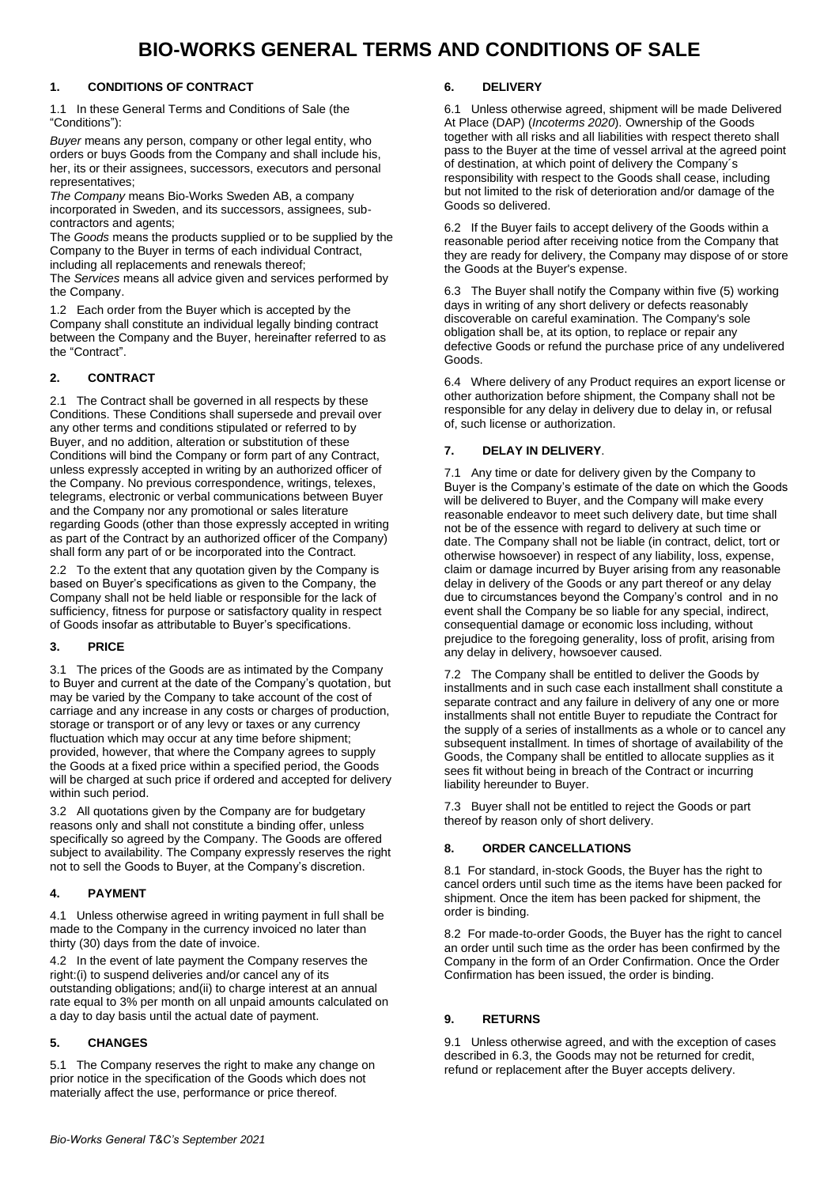# BIO-WORKS GENERAL TERMS AND CONDITIONS OF SALE

## 1. CONDITIONS OF CONTRACT

1.1 In these General Terms and Conditions of Sale (the "Conditions"):

*Buyer* means any person, company or other legal entity, who orders or buys Goods from the Company and shall include his, her, its or their assignees, successors, executors and personal representatives;

*The Company* means Bio-Works Sweden AB, a company incorporated in Sweden, and its successors, assignees, sub-contractors and agents;

The *Goods* means the products supplied or to be supplied by the Company to the Buyer in terms of each individual Contract, including all replacements and renewals thereof;

The *Services* means all advice given and services performed by the Company.

1.2 Each order from the Buyer which is accepted by the Company shall constitute an individual legally binding contract between the Company and the Buyer, hereinafter referred to as the "Contract".

## 2. CONTRACT

2.1 The Contract shall be governed in all respects by these Conditions. These Conditions shall supersede and prevail over any other terms and conditions stipulated or referred to by Buyer, and no addition, alteration or substitution of these Conditions will bind the Company or form part of any Contract, unless expressly accepted in writing by an authorized officer of the Company. No previous correspondence, writings, telexes, telegrams, electronic or verbal communications between Buyer and the Company nor any promotional or sales literature regarding Goods (other than those expressly accepted in writing as part of the Contract by an authorized officer of the Company) shall form any part of or be incorporated into the Contract.

2.2 To the extent that any quotation given by the Company is based on Buyer's specifications as given to the Company, the Company shall not be held liable or responsible for the lack of sufficiency, fitness for purpose or satisfactory quality in respect of Goods insofar as attributable to Buyer's specifications.

## 3. PRICE

3.1 The prices of the Goods are as intimated by the Company to Buyer and current at the date of the Company's quotation, but may be varied by the Company to take account of the cost of carriage and any increase in any costs or charges of production, storage or transport or of any levy or taxes or any currency fluctuation which may occur at any time before shipment; provided, however, that where the Company agrees to supply the Goods at a fixed price within a specified period, the Goods will be charged at such price if ordered and accepted for delivery within such period.

3.2 All quotations given by the Company are for budgetary reasons only and shall not constitute a binding offer, unless specifically so agreed by the Company. The Goods are offered subject to availability. The Company expressly reserves the right not to sell the Goods to Buyer, at the Company's discretion.

## 4. PAYMENT

4.1 Unless otherwise agreed in writing payment in full shall be made to the Company in the currency invoiced no later than thirty (30) days from the date of invoice.

4.2 In the event of late payment the Company reserves the right:(i) to suspend deliveries and/or cancel any of its outstanding obligations; and(ii) to charge interest at an annual rate equal to 3% per month on all unpaid amounts calculated on a day to day basis until the actual date of payment.

## 5. CHANGES

5.1 The Company reserves the right to make any change on prior notice in the specification of the Goods which does not materially affect the use, performance or price thereof.

## 6. DELIVERY

6.1 Unless otherwise agreed, shipment will be made Delivered At Place (DAP) (*Incoterms 2020*). Ownership of the Goods together with all risks and all liabilities with respect thereto shall pass to the Buyer at the time of vessel arrival at the agreed point of destination, at which point of delivery the Company´s responsibility with respect to the Goods shall cease, including but not limited to the risk of deterioration and/or damage of the Goods so delivered.

6.2 If the Buyer fails to accept delivery of the Goods within a reasonable period after receiving notice from the Company that they are ready for delivery, the Company may dispose of or store the Goods at the Buyer's expense.

6.3 The Buyer shall notify the Company within five (5) working days in writing of any short delivery or defects reasonably discoverable on careful examination. The Company's sole obligation shall be, at its option, to replace or repair any defective Goods or refund the purchase price of any undelivered Goods.

6.4 Where delivery of any Product requires an export license or other authorization before shipment, the Company shall not be responsible for any delay in delivery due to delay in, or refusal of, such license or authorization.

## 7. DELAY IN DELIVERY.

7.1 Any time or date for delivery given by the Company to Buyer is the Company's estimate of the date on which the Goods will be delivered to Buyer, and the Company will make every reasonable endeavor to meet such delivery date, but time shall not be of the essence with regard to delivery at such time or date. The Company shall not be liable (in contract, delict, tort or otherwise howsoever) in respect of any liability, loss, expense, claim or damage incurred by Buyer arising from any reasonable delay in delivery of the Goods or any part thereof or any delay due to circumstances beyond the Company's control and in no event shall the Company be so liable for any special, indirect, consequential damage or economic loss including, without prejudice to the foregoing generality, loss of profit, arising from any delay in delivery, howsoever caused.

7.2 The Company shall be entitled to deliver the Goods by installments and in such case each installment shall constitute a separate contract and any failure in delivery of any one or more installments shall not entitle Buyer to repudiate the Contract for the supply of a series of installments as a whole or to cancel any subsequent installment. In times of shortage of availability of the Goods, the Company shall be entitled to allocate supplies as it sees fit without being in breach of the Contract or incurring liability hereunder to Buyer.

7.3 Buyer shall not be entitled to reject the Goods or part thereof by reason only of short delivery.

## 8. ORDER CANCELLATIONS

8.1 For standard, in-stock Goods, the Buyer has the right to cancel orders until such time as the items have been packed for shipment. Once the item has been packed for shipment, the order is binding.

8.2 For made-to-order Goods, the Buyer has the right to cancel an order until such time as the order has been confirmed by the Company in the form of an Order Confirmation. Once the Order Confirmation has been issued, the order is binding.

## 9. RETURNS

9.1 Unless otherwise agreed, and with the exception of cases described in 6.3, the Goods may not be returned for credit, refund or replacement after the Buyer accepts delivery.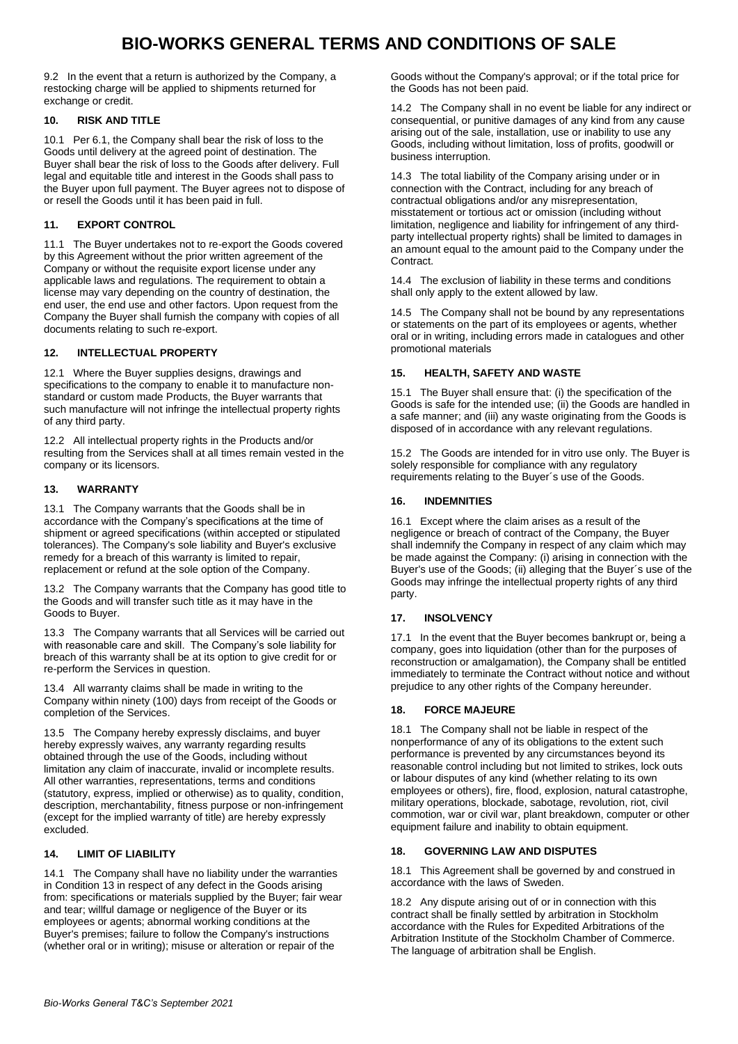# BIO-WORKS GENERAL TERMS AND CONDITIONS OF SALE

9.2 In the event that a return is authorized by the Company, a restocking charge will be applied to shipments returned for exchange or credit.

### 10. RISK AND TITLE

10.1 Per 6.1, the Company shall bear the risk of loss to the Goods until delivery at the agreed point of destination. The Buyer shall bear the risk of loss to the Goods after delivery. Full legal and equitable title and interest in the Goods shall pass to the Buyer upon full payment. The Buyer agrees not to dispose of or resell the Goods until it has been paid in full.

### 11. EXPORT CONTROL

11.1 The Buyer undertakes not to re-export the Goods covered by this Agreement without the prior written agreement of the Company or without the requisite export license under any applicable laws and regulations. The requirement to obtain a license may vary depending on the country of destination, the end user, the end use and other factors. Upon request from the Company the Buyer shall furnish the company with copies of all documents relating to such re-export.

### 12. INTELLECTUAL PROPERTY

12.1 Where the Buyer supplies designs, drawings and specifications to the company to enable it to manufacture non-standard or custom made Products, the Buyer warrants that such manufacture will not infringe the intellectual property rights of any third party.

12.2 All intellectual property rights in the Products and/or resulting from the Services shall at all times remain vested in the company or its licensors.

### 13. WARRANTY

13.1 The Company warrants that the Goods shall be in accordance with the Company's specifications at the time of shipment or agreed specifications (within accepted or stipulated tolerances). The Company's sole liability and Buyer's exclusive remedy for a breach of this warranty is limited to repair, replacement or refund at the sole option of the Company.

13.2 The Company warrants that the Company has good title to the Goods and will transfer such title as it may have in the Goods to Buyer.

13.3 The Company warrants that all Services will be carried out with reasonable care and skill. The Company's sole liability for breach of this warranty shall be at its option to give credit for or re-perform the Services in question.

13.4 All warranty claims shall be made in writing to the Company within ninety (100) days from receipt of the Goods or completion of the Services.

13.5 The Company hereby expressly disclaims, and buyer hereby expressly waives, any warranty regarding results obtained through the use of the Goods, including without limitation any claim of inaccurate, invalid or incomplete results. All other warranties, representations, terms and conditions (statutory, express, implied or otherwise) as to quality, condition, description, merchantability, fitness purpose or non-infringement (except for the implied warranty of title) are hereby expressly excluded.

### 14. LIMIT OF LIABILITY

14.1 The Company shall have no liability under the warranties in Condition 13 in respect of any defect in the Goods arising from: specifications or materials supplied by the Buyer; fair wear and tear; willful damage or negligence of the Buyer or its employees or agents; abnormal working conditions at the Buyer's premises; failure to follow the Company's instructions (whether oral or in writing); misuse or alteration or repair of the Goods without the Company's approval; or if the total price for the Goods has not been paid.

14.2 The Company shall in no event be liable for any indirect or consequential, or punitive damages of any kind from any cause arising out of the sale, installation, use or inability to use any Goods, including without limitation, loss of profits, goodwill or business interruption.

14.3 The total liability of the Company arising under or in connection with the Contract, including for any breach of contractual obligations and/or any misrepresentation, misstatement or tortious act or omission (including without limitation, negligence and liability for infringement of any third-party intellectual property rights) shall be limited to damages in an amount equal to the amount paid to the Company under the Contract.

14.4 The exclusion of liability in these terms and conditions shall only apply to the extent allowed by law.

14.5 The Company shall not be bound by any representations or statements on the part of its employees or agents, whether oral or in writing, including errors made in catalogues and other promotional materials

### 15. HEALTH, SAFETY AND WASTE

15.1 The Buyer shall ensure that: (i) the specification of the Goods is safe for the intended use; (ii) the Goods are handled in a safe manner; and (iii) any waste originating from the Goods is disposed of in accordance with any relevant regulations.

15.2 The Goods are intended for in vitro use only. The Buyer is solely responsible for compliance with any regulatory requirements relating to the Buyer´s use of the Goods.

### 16. INDEMNITIES

16.1 Except where the claim arises as a result of the negligence or breach of contract of the Company, the Buyer shall indemnify the Company in respect of any claim which may be made against the Company: (i) arising in connection with the Buyer's use of the Goods; (ii) alleging that the Buyer´s use of the Goods may infringe the intellectual property rights of any third party.

### 17. INSOLVENCY

17.1 In the event that the Buyer becomes bankrupt or, being a company, goes into liquidation (other than for the purposes of reconstruction or amalgamation), the Company shall be entitled immediately to terminate the Contract without notice and without prejudice to any other rights of the Company hereunder.

### 18. FORCE MAJEURE

18.1 The Company shall not be liable in respect of the nonperformance of any of its obligations to the extent such performance is prevented by any circumstances beyond its reasonable control including but not limited to strikes, lock outs or labour disputes of any kind (whether relating to its own employees or others), fire, flood, explosion, natural catastrophe, military operations, blockade, sabotage, revolution, riot, civil commotion, war or civil war, plant breakdown, computer or other equipment failure and inability to obtain equipment.

### 18. GOVERNING LAW AND DISPUTES

18.1 This Agreement shall be governed by and construed in accordance with the laws of Sweden.

18.2 Any dispute arising out of or in connection with this contract shall be finally settled by arbitration in Stockholm accordance with the Rules for Expedited Arbitrations of the Arbitration Institute of the Stockholm Chamber of Commerce. The language of arbitration shall be English.

*Bio-Works General T&C's September 2021*